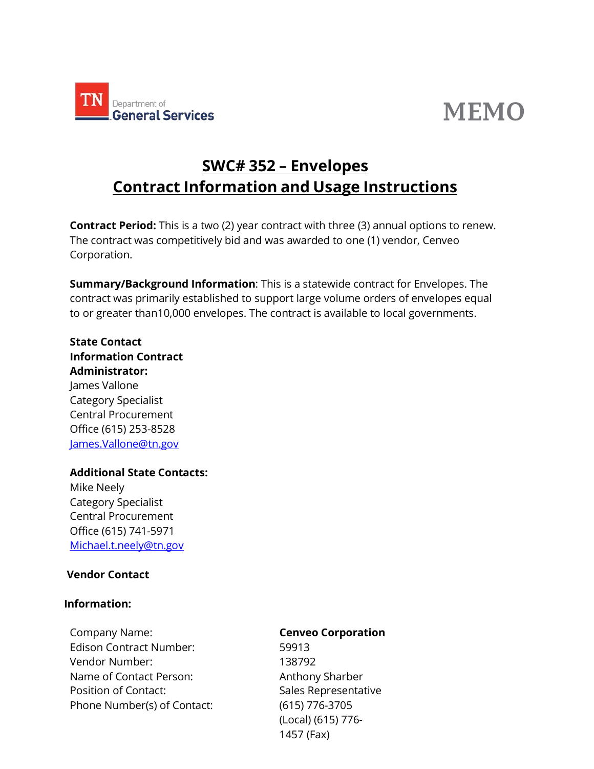TN Department of General Services

# MEMO

## SWC# 352 – Envelopes
## Contract Information and Usage Instructions

**Contract Period:** This is a two (2) year contract with three (3) annual options to renew. The contract was competitively bid and was awarded to one (1) vendor, Cenveo Corporation.

**Summary/Background Information**: This is a statewide contract for Envelopes. The contract was primarily established to support large volume orders of envelopes equal to or greater than10,000 envelopes. The contract is available to local governments.

**State Contact Information Contract Administrator:**
James Vallone
Category Specialist
Central Procurement
Office (615) 253-8528
James.Vallone@tn.gov

**Additional State Contacts:**
Mike Neely
Category Specialist
Central Procurement
Office (615) 741-5971
Michael.t.neely@tn.gov

**Vendor Contact Information:**

| | |
|---|---|
| Company Name: | **Cenveo Corporation** |
| Edison Contract Number: | 59913 |
| Vendor Number: | 138792 |
| Name of Contact Person: | Anthony Sharber |
| Position of Contact: | Sales Representative |
| Phone Number(s) of Contact: | (615) 776-3705 (Local) (615) 776-1457 (Fax) |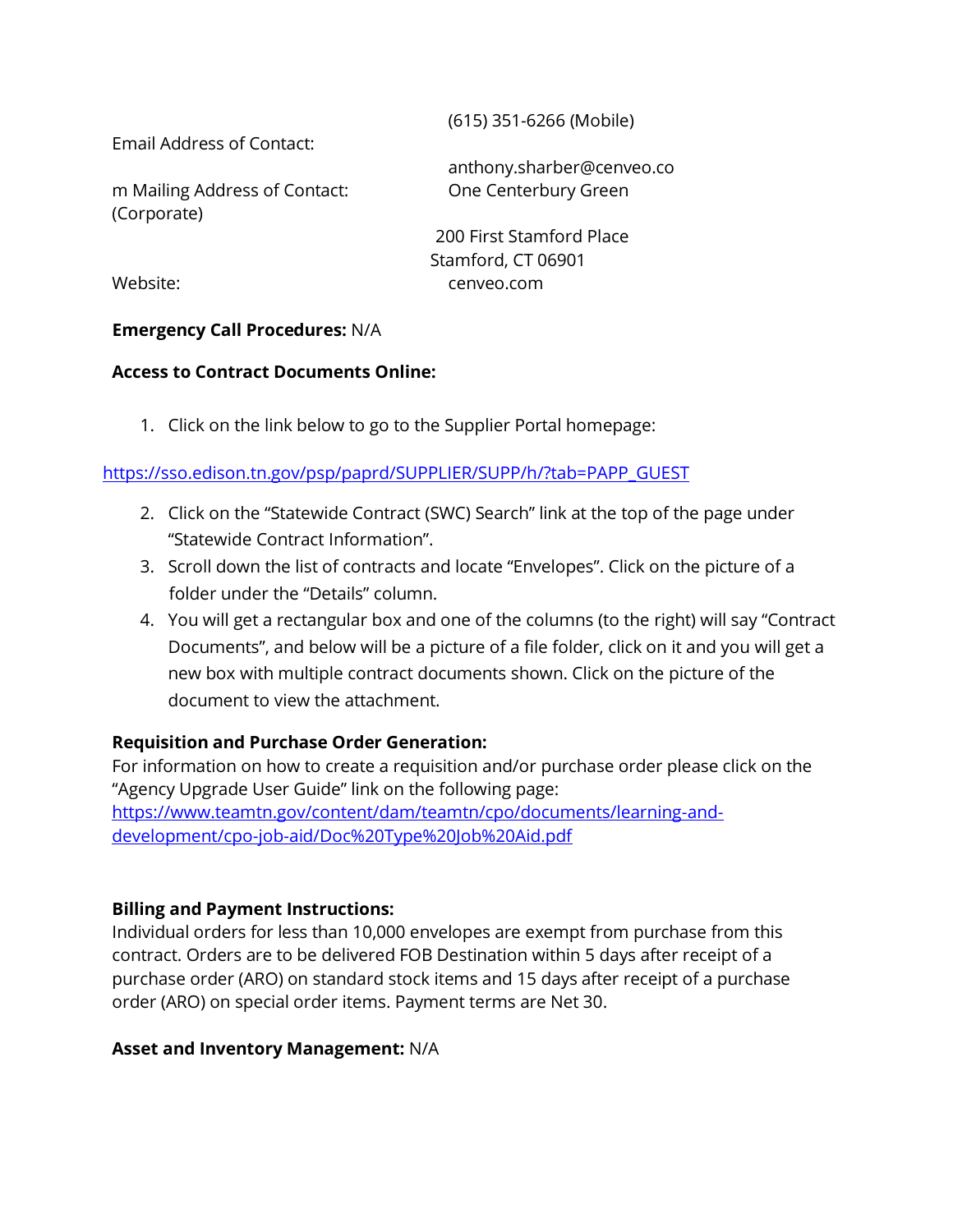| | |
|---|---|
| | (615) 351-6266 (Mobile) |
| Email Address of Contact: | anthony.sharber@cenveo.co |
| m Mailing Address of Contact: (Corporate) | One Centerbury Green |
| | 200 First Stamford Place<br>Stamford, CT 06901 |
| Website: | cenveo.com |

**Emergency Call Procedures:** N/A

**Access to Contract Documents Online:**

1. Click on the link below to go to the Supplier Portal homepage:

https://sso.edison.tn.gov/psp/paprd/SUPPLIER/SUPP/h/?tab=PAPP_GUEST

2. Click on the "Statewide Contract (SWC) Search" link at the top of the page under "Statewide Contract Information".
3. Scroll down the list of contracts and locate "Envelopes". Click on the picture of a folder under the "Details" column.
4. You will get a rectangular box and one of the columns (to the right) will say "Contract Documents", and below will be a picture of a file folder, click on it and you will get a new box with multiple contract documents shown. Click on the picture of the document to view the attachment.

**Requisition and Purchase Order Generation:**
For information on how to create a requisition and/or purchase order please click on the "Agency Upgrade User Guide" link on the following page:
https://www.teamtn.gov/content/dam/teamtn/cpo/documents/learning-and-development/cpo-job-aid/Doc%20Type%20Job%20Aid.pdf

**Billing and Payment Instructions:**
Individual orders for less than 10,000 envelopes are exempt from purchase from this contract. Orders are to be delivered FOB Destination within 5 days after receipt of a purchase order (ARO) on standard stock items and 15 days after receipt of a purchase order (ARO) on special order items. Payment terms are Net 30.

**Asset and Inventory Management:** N/A